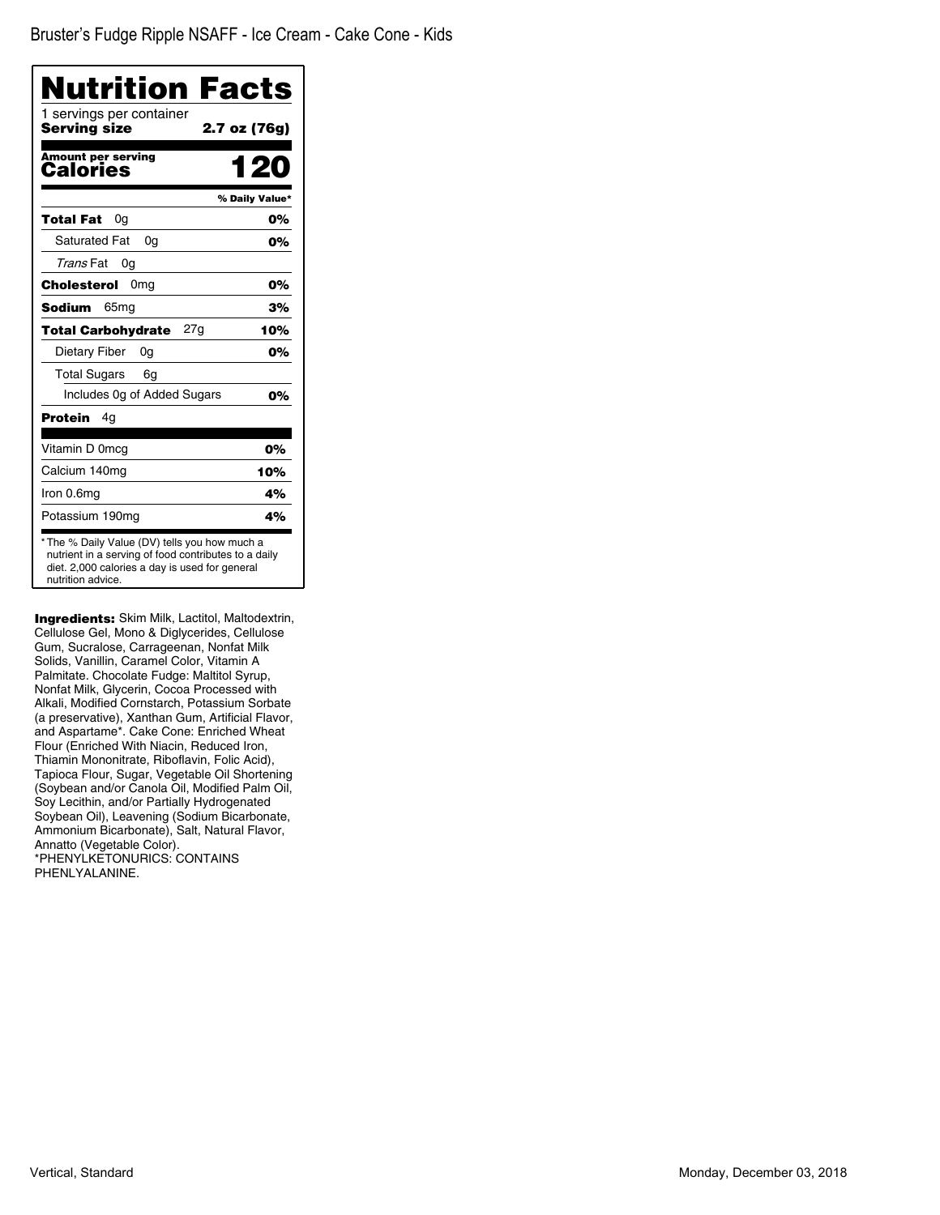Bruster's Fudge Ripple NSAFF - Ice Cream - Cake Cone - Kids

# Nutrition Facts

1 servings per container

**Serving size** **2.7 oz (76g)**

**Amount per serving**

**Calories** **120**

| | % Daily Value* |
|---|---|
| **Total Fat** 0g | **0%** |
| Saturated Fat 0g | **0%** |
| *Trans* Fat 0g | |
| **Cholesterol** 0mg | **0%** |
| **Sodium** 65mg | **3%** |
| **Total Carbohydrate** 27g | **10%** |
| Dietary Fiber 0g | **0%** |
| Total Sugars 6g | |
| Includes 0g of Added Sugars | **0%** |
| **Protein** 4g | |
| Vitamin D 0mcg | **0%** |
| Calcium 140mg | **10%** |
| Iron 0.6mg | **4%** |
| Potassium 190mg | **4%** |

* The % Daily Value (DV) tells you how much a nutrient in a serving of food contributes to a daily diet. 2,000 calories a day is used for general nutrition advice.

**Ingredients:** Skim Milk, Lactitol, Maltodextrin, Cellulose Gel, Mono & Diglycerides, Cellulose Gum, Sucralose, Carrageenan, Nonfat Milk Solids, Vanillin, Caramel Color, Vitamin A Palmitate. Chocolate Fudge: Maltitol Syrup, Nonfat Milk, Glycerin, Cocoa Processed with Alkali, Modified Cornstarch, Potassium Sorbate (a preservative), Xanthan Gum, Artificial Flavor, and Aspartame*. Cake Cone: Enriched Wheat Flour (Enriched With Niacin, Reduced Iron, Thiamin Mononitrate, Riboflavin, Folic Acid), Tapioca Flour, Sugar, Vegetable Oil Shortening (Soybean and/or Canola Oil, Modified Palm Oil, Soy Lecithin, and/or Partially Hydrogenated Soybean Oil), Leavening (Sodium Bicarbonate, Ammonium Bicarbonate), Salt, Natural Flavor, Annatto (Vegetable Color).
*PHENYLKETONURICS: CONTAINS PHENLYALANINE.

Vertical, Standard

Monday, December 03, 2018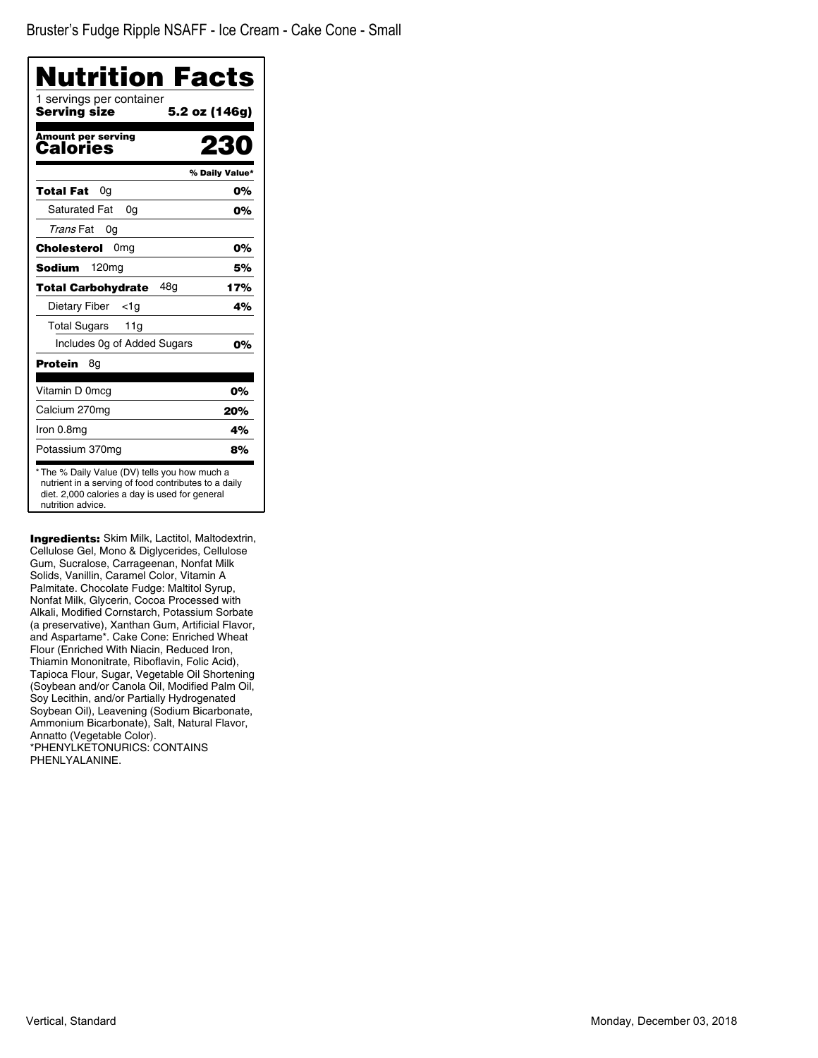Bruster's Fudge Ripple NSAFF - Ice Cream - Cake Cone - Small

# Nutrition Facts

1 servings per container

**Serving size** **5.2 oz (146g)**

**Amount per serving**

**Calories** **230**

| | % Daily Value* |
|---|---|
| **Total Fat** 0g | **0%** |
| Saturated Fat 0g | **0%** |
| *Trans* Fat 0g | |
| **Cholesterol** 0mg | **0%** |
| **Sodium** 120mg | **5%** |
| **Total Carbohydrate** 48g | **17%** |
| Dietary Fiber <1g | **4%** |
| Total Sugars 11g | |
| Includes 0g of Added Sugars | **0%** |
| **Protein** 8g | |
| Vitamin D 0mcg | **0%** |
| Calcium 270mg | **20%** |
| Iron 0.8mg | **4%** |
| Potassium 370mg | **8%** |

* The % Daily Value (DV) tells you how much a nutrient in a serving of food contributes to a daily diet. 2,000 calories a day is used for general nutrition advice.

**Ingredients:** Skim Milk, Lactitol, Maltodextrin, Cellulose Gel, Mono & Diglycerides, Cellulose Gum, Sucralose, Carrageenan, Nonfat Milk Solids, Vanillin, Caramel Color, Vitamin A Palmitate. Chocolate Fudge: Maltitol Syrup, Nonfat Milk, Glycerin, Cocoa Processed with Alkali, Modified Cornstarch, Potassium Sorbate (a preservative), Xanthan Gum, Artificial Flavor, and Aspartame*. Cake Cone: Enriched Wheat Flour (Enriched With Niacin, Reduced Iron, Thiamin Mononitrate, Riboflavin, Folic Acid), Tapioca Flour, Sugar, Vegetable Oil Shortening (Soybean and/or Canola Oil, Modified Palm Oil, Soy Lecithin, and/or Partially Hydrogenated Soybean Oil), Leavening (Sodium Bicarbonate, Ammonium Bicarbonate), Salt, Natural Flavor, Annatto (Vegetable Color).
*PHENYLKETONURICS: CONTAINS PHENLYALANINE.

Vertical, Standard

Monday, December 03, 2018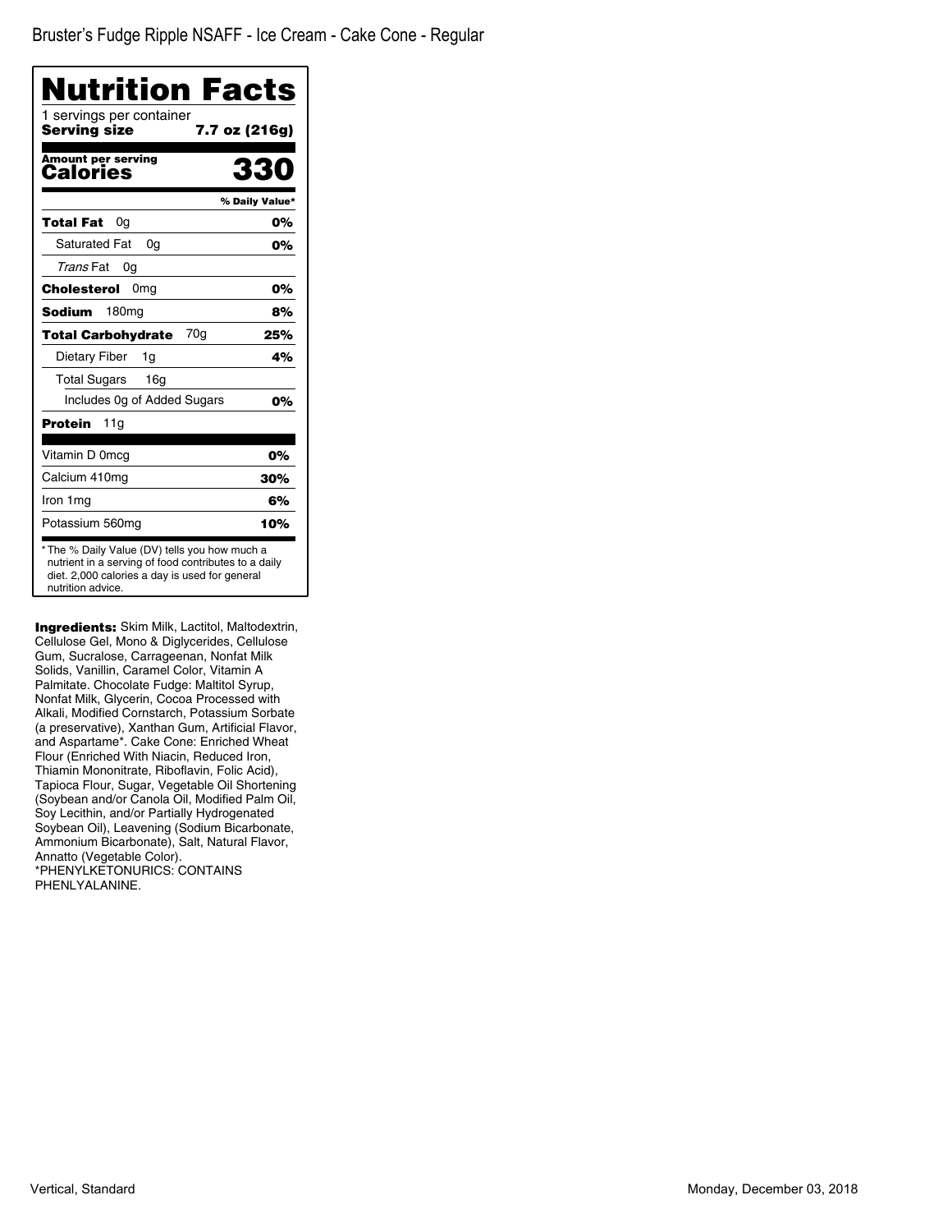Bruster's Fudge Ripple NSAFF - Ice Cream - Cake Cone - Regular

# Nutrition Facts

1 servings per container

**Serving size** **7.7 oz (216g)**

| **Amount per serving** | |
|---|---|
| **Calories** | **330** |
| | **% Daily Value*** |
| **Total Fat** 0g | **0%** |
| Saturated Fat 0g | **0%** |
| *Trans* Fat 0g | |
| **Cholesterol** 0mg | **0%** |
| **Sodium** 180mg | **8%** |
| **Total Carbohydrate** 70g | **25%** |
| Dietary Fiber 1g | **4%** |
| Total Sugars 16g | |
| Includes 0g of Added Sugars | **0%** |
| **Protein** 11g | |
| Vitamin D 0mcg | **0%** |
| Calcium 410mg | **30%** |
| Iron 1mg | **6%** |
| Potassium 560mg | **10%** |

* The % Daily Value (DV) tells you how much a nutrient in a serving of food contributes to a daily diet. 2,000 calories a day is used for general nutrition advice.

**Ingredients:** Skim Milk, Lactitol, Maltodextrin, Cellulose Gel, Mono & Diglycerides, Cellulose Gum, Sucralose, Carrageenan, Nonfat Milk Solids, Vanillin, Caramel Color, Vitamin A Palmitate. Chocolate Fudge: Maltitol Syrup, Nonfat Milk, Glycerin, Cocoa Processed with Alkali, Modified Cornstarch, Potassium Sorbate (a preservative), Xanthan Gum, Artificial Flavor, and Aspartame*. Cake Cone: Enriched Wheat Flour (Enriched With Niacin, Reduced Iron, Thiamin Mononitrate, Riboflavin, Folic Acid), Tapioca Flour, Sugar, Vegetable Oil Shortening (Soybean and/or Canola Oil, Modified Palm Oil, Soy Lecithin, and/or Partially Hydrogenated Soybean Oil), Leavening (Sodium Bicarbonate, Ammonium Bicarbonate), Salt, Natural Flavor, Annatto (Vegetable Color).
*PHENYLKETONURICS: CONTAINS PHENLYALANINE.

Vertical, Standard

Monday, December 03, 2018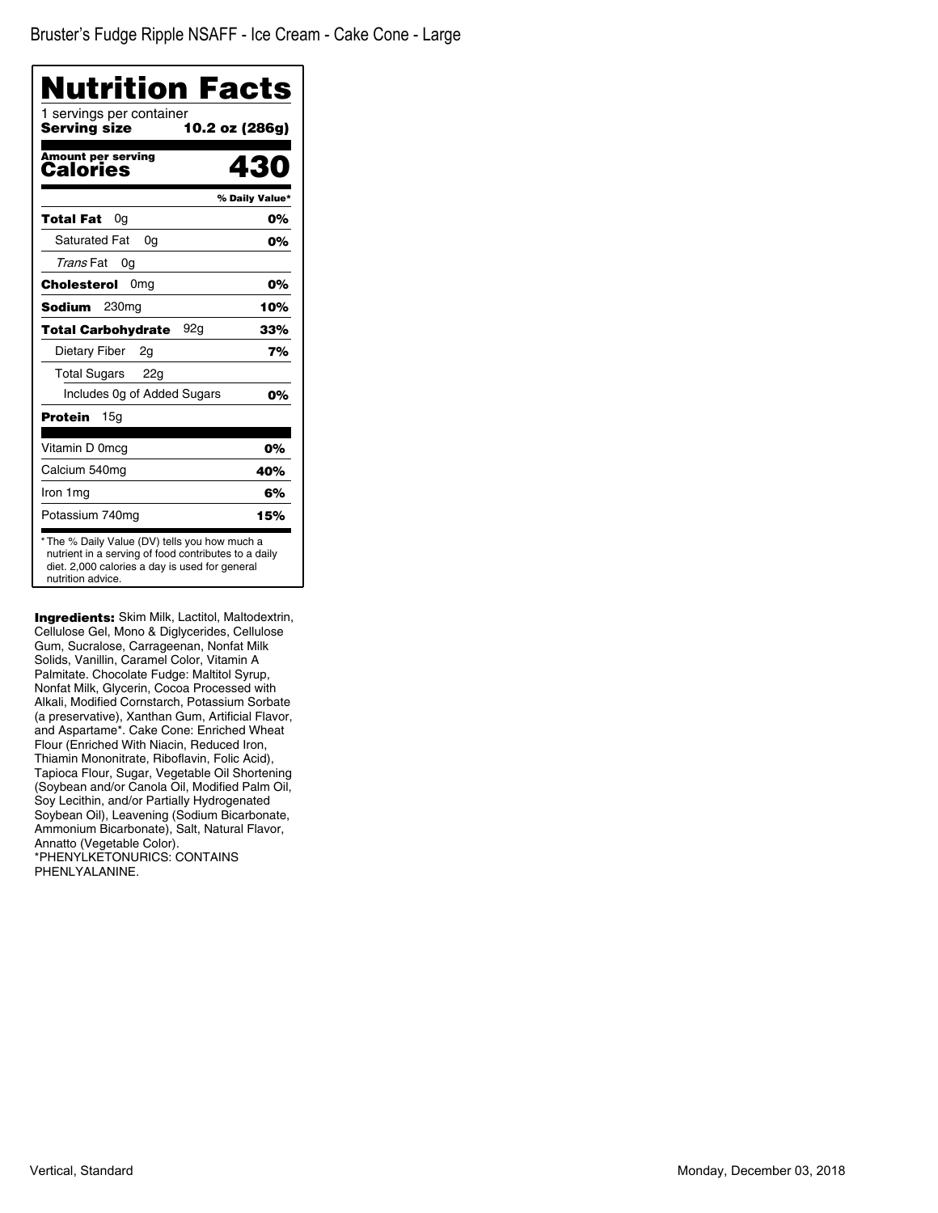Bruster's Fudge Ripple NSAFF - Ice Cream - Cake Cone - Large

# Nutrition Facts

1 servings per container

**Serving size** **10.2 oz (286g)**

**Amount per serving**

**Calories** **430**

| | % Daily Value* |
|---|---|
| **Total Fat** 0g | **0%** |
| Saturated Fat 0g | **0%** |
| *Trans* Fat 0g | |
| **Cholesterol** 0mg | **0%** |
| **Sodium** 230mg | **10%** |
| **Total Carbohydrate** 92g | **33%** |
| Dietary Fiber 2g | **7%** |
| Total Sugars 22g | |
| Includes 0g of Added Sugars | **0%** |
| **Protein** 15g | |
| Vitamin D 0mcg | **0%** |
| Calcium 540mg | **40%** |
| Iron 1mg | **6%** |
| Potassium 740mg | **15%** |

* The % Daily Value (DV) tells you how much a nutrient in a serving of food contributes to a daily diet. 2,000 calories a day is used for general nutrition advice.

**Ingredients:** Skim Milk, Lactitol, Maltodextrin, Cellulose Gel, Mono & Diglycerides, Cellulose Gum, Sucralose, Carrageenan, Nonfat Milk Solids, Vanillin, Caramel Color, Vitamin A Palmitate. Chocolate Fudge: Maltitol Syrup, Nonfat Milk, Glycerin, Cocoa Processed with Alkali, Modified Cornstarch, Potassium Sorbate (a preservative), Xanthan Gum, Artificial Flavor, and Aspartame*. Cake Cone: Enriched Wheat Flour (Enriched With Niacin, Reduced Iron, Thiamin Mononitrate, Riboflavin, Folic Acid), Tapioca Flour, Sugar, Vegetable Oil Shortening (Soybean and/or Canola Oil, Modified Palm Oil, Soy Lecithin, and/or Partially Hydrogenated Soybean Oil), Leavening (Sodium Bicarbonate, Ammonium Bicarbonate), Salt, Natural Flavor, Annatto (Vegetable Color).
*PHENYLKETONURICS: CONTAINS PHENLYALANINE.

Vertical, Standard

Monday, December 03, 2018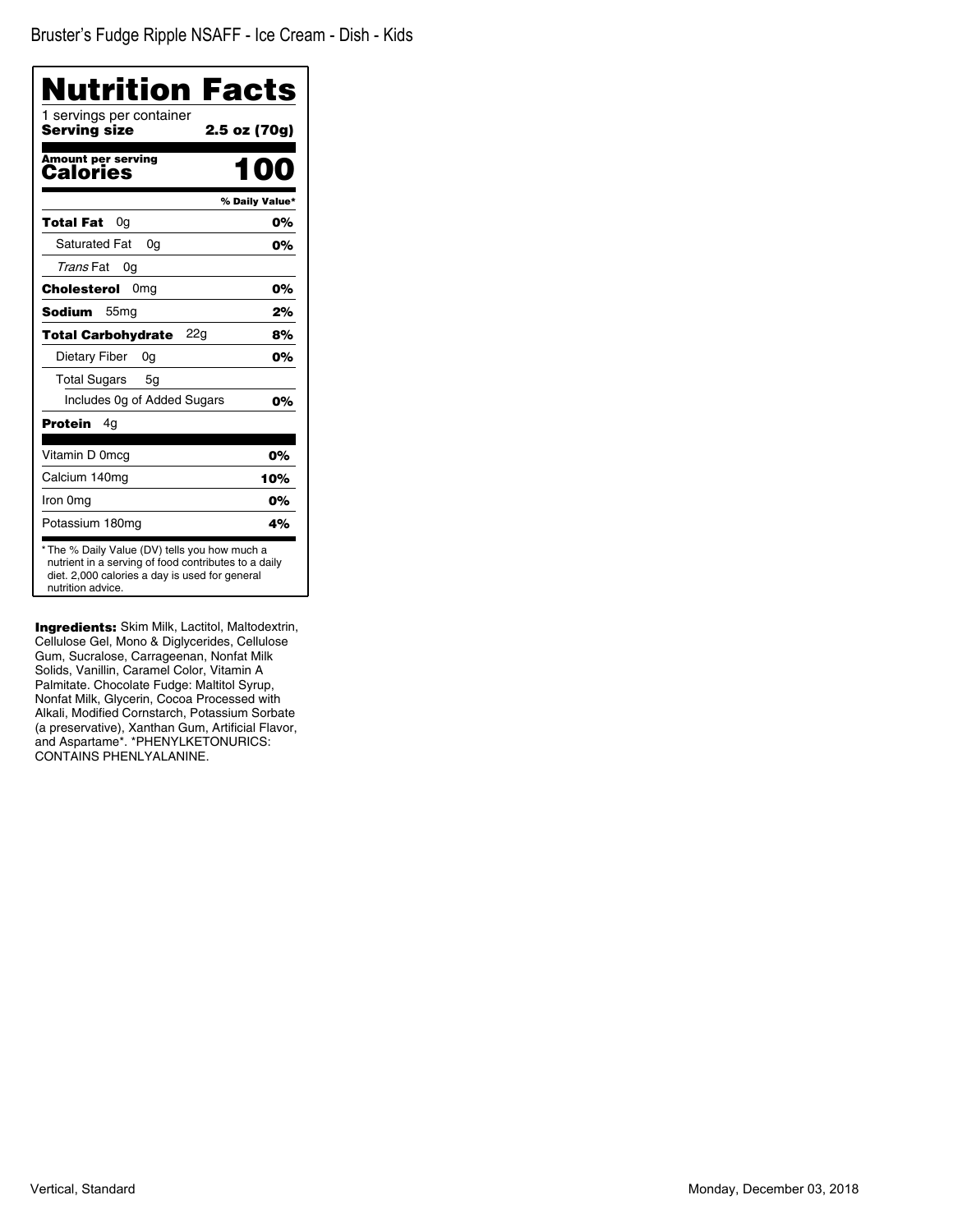Bruster's Fudge Ripple NSAFF - Ice Cream - Dish - Kids

# Nutrition Facts

1 servings per container

**Serving size** **2.5 oz (70g)**

**Amount per serving**

**Calories** **100**

| | % Daily Value* |
|---|---|
| **Total Fat** 0g | **0%** |
| Saturated Fat 0g | **0%** |
| *Trans* Fat 0g | |
| **Cholesterol** 0mg | **0%** |
| **Sodium** 55mg | **2%** |
| **Total Carbohydrate** 22g | **8%** |
| Dietary Fiber 0g | **0%** |
| Total Sugars 5g | |
| Includes 0g of Added Sugars | **0%** |
| **Protein** 4g | |
| Vitamin D 0mcg | **0%** |
| Calcium 140mg | **10%** |
| Iron 0mg | **0%** |
| Potassium 180mg | **4%** |

* The % Daily Value (DV) tells you how much a nutrient in a serving of food contributes to a daily diet. 2,000 calories a day is used for general nutrition advice.

**Ingredients:** Skim Milk, Lactitol, Maltodextrin, Cellulose Gel, Mono & Diglycerides, Cellulose Gum, Sucralose, Carrageenan, Nonfat Milk Solids, Vanillin, Caramel Color, Vitamin A Palmitate. Chocolate Fudge: Maltitol Syrup, Nonfat Milk, Glycerin, Cocoa Processed with Alkali, Modified Cornstarch, Potassium Sorbate (a preservative), Xanthan Gum, Artificial Flavor, and Aspartame*. *PHENYLKETONURICS: CONTAINS PHENLYALANINE.

Vertical, Standard

Monday, December 03, 2018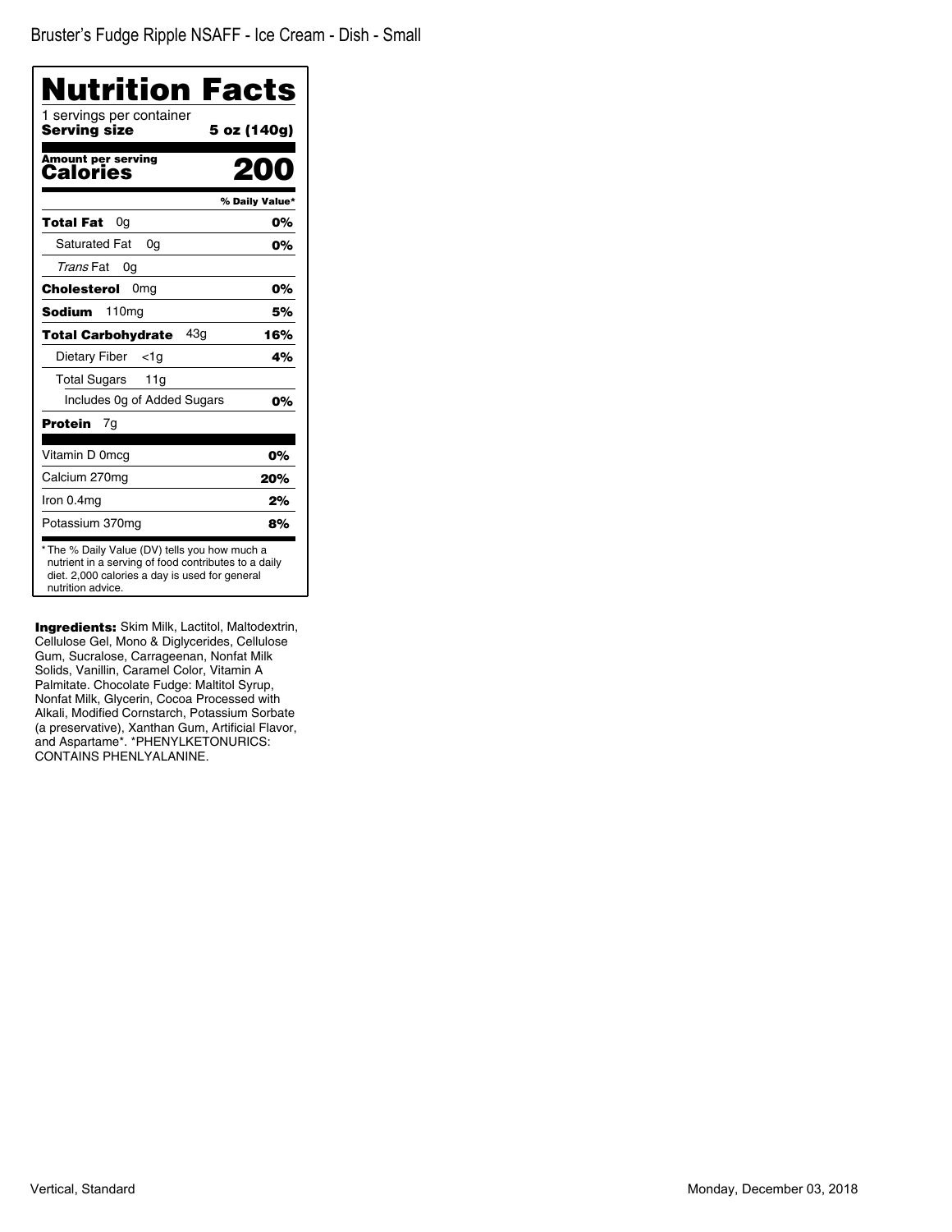Bruster's Fudge Ripple NSAFF - Ice Cream - Dish - Small

# Nutrition Facts

1 servings per container
**Serving size** **5 oz (140g)**

**Amount per serving**
**Calories** **200**

| | % Daily Value* |
|---|---|
| **Total Fat** 0g | **0%** |
| Saturated Fat 0g | **0%** |
| *Trans* Fat 0g | |
| **Cholesterol** 0mg | **0%** |
| **Sodium** 110mg | **5%** |
| **Total Carbohydrate** 43g | **16%** |
| Dietary Fiber <1g | **4%** |
| Total Sugars 11g | |
| Includes 0g of Added Sugars | **0%** |
| **Protein** 7g | |
| Vitamin D 0mcg | 0% |
| Calcium 270mg | 20% |
| Iron 0.4mg | 2% |
| Potassium 370mg | 8% |

* The % Daily Value (DV) tells you how much a nutrient in a serving of food contributes to a daily diet. 2,000 calories a day is used for general nutrition advice.

**Ingredients:** Skim Milk, Lactitol, Maltodextrin, Cellulose Gel, Mono & Diglycerides, Cellulose Gum, Sucralose, Carrageenan, Nonfat Milk Solids, Vanillin, Caramel Color, Vitamin A Palmitate. Chocolate Fudge: Maltitol Syrup, Nonfat Milk, Glycerin, Cocoa Processed with Alkali, Modified Cornstarch, Potassium Sorbate (a preservative), Xanthan Gum, Artificial Flavor, and Aspartame*. *PHENYLKETONURICS: CONTAINS PHENLYALANINE.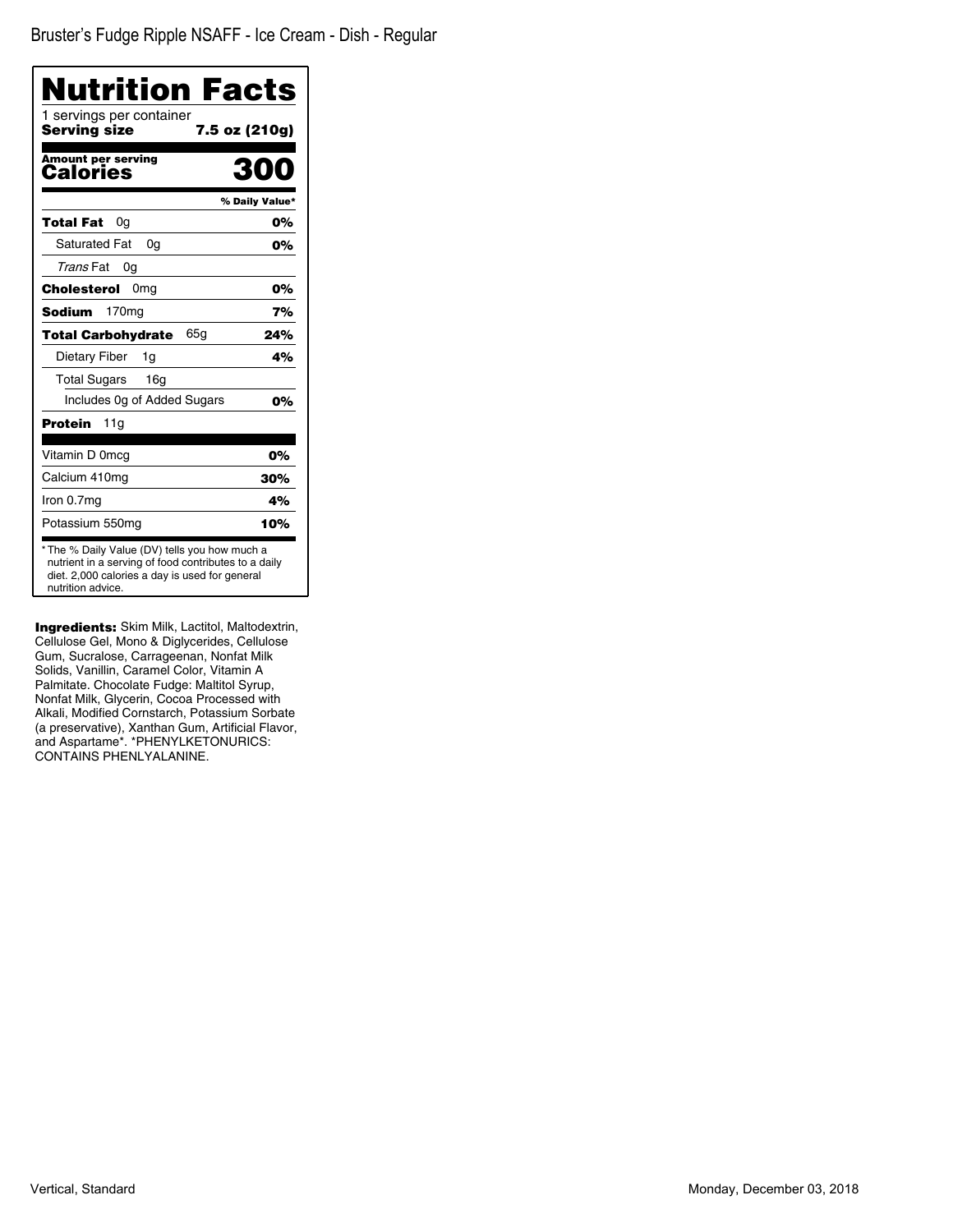Bruster's Fudge Ripple NSAFF - Ice Cream - Dish - Regular

# Nutrition Facts

1 servings per container

**Serving size** **7.5 oz (210g)**

**Amount per serving**
**Calories** **300**

| | % Daily Value* |
|---|---|
| **Total Fat** 0g | **0%** |
| Saturated Fat 0g | **0%** |
| *Trans* Fat 0g | |
| **Cholesterol** 0mg | **0%** |
| **Sodium** 170mg | **7%** |
| **Total Carbohydrate** 65g | **24%** |
| Dietary Fiber 1g | **4%** |
| Total Sugars 16g | |
| Includes 0g of Added Sugars | **0%** |
| **Protein** 11g | |
| Vitamin D 0mcg | **0%** |
| Calcium 410mg | **30%** |
| Iron 0.7mg | **4%** |
| Potassium 550mg | **10%** |

* The % Daily Value (DV) tells you how much a nutrient in a serving of food contributes to a daily diet. 2,000 calories a day is used for general nutrition advice.

**Ingredients:** Skim Milk, Lactitol, Maltodextrin, Cellulose Gel, Mono & Diglycerides, Cellulose Gum, Sucralose, Carrageenan, Nonfat Milk Solids, Vanillin, Caramel Color, Vitamin A Palmitate. Chocolate Fudge: Maltitol Syrup, Nonfat Milk, Glycerin, Cocoa Processed with Alkali, Modified Cornstarch, Potassium Sorbate (a preservative), Xanthan Gum, Artificial Flavor, and Aspartame*. *PHENYLKETONURICS: CONTAINS PHENLYALANINE.

Vertical, Standard

Monday, December 03, 2018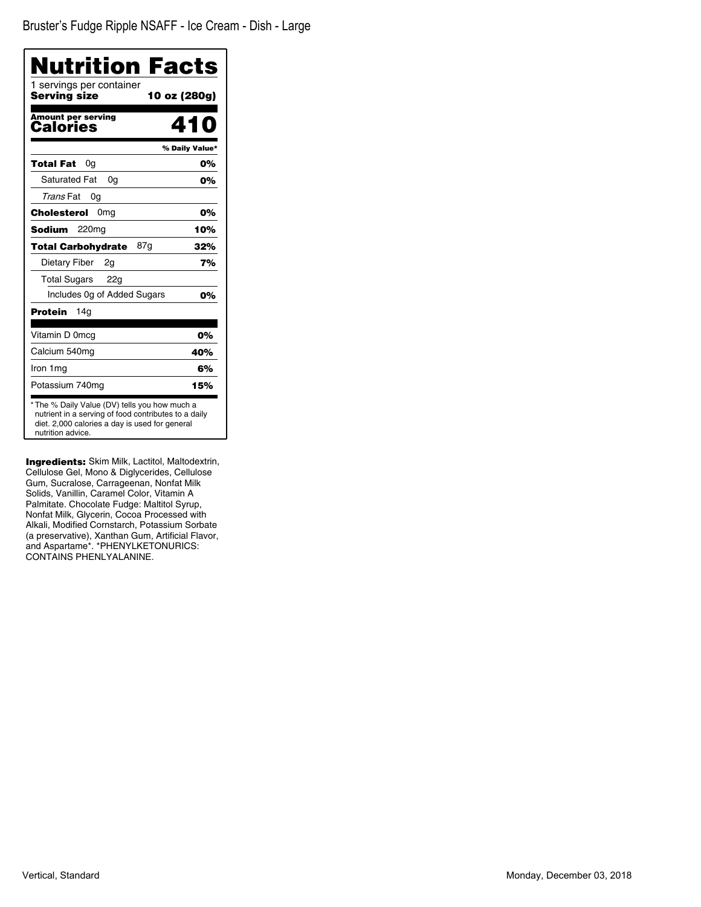Bruster's Fudge Ripple NSAFF - Ice Cream - Dish - Large

# Nutrition Facts

1 servings per container

**Serving size** **10 oz (280g)**

**Amount per serving**

**Calories** **410**

| | % Daily Value* |
|---|---|
| **Total Fat** 0g | **0%** |
| Saturated Fat 0g | **0%** |
| *Trans* Fat 0g | |
| **Cholesterol** 0mg | **0%** |
| **Sodium** 220mg | **10%** |
| **Total Carbohydrate** 87g | **32%** |
| Dietary Fiber 2g | **7%** |
| Total Sugars 22g | |
| Includes 0g of Added Sugars | **0%** |
| **Protein** 14g | |
| Vitamin D 0mcg | **0%** |
| Calcium 540mg | **40%** |
| Iron 1mg | **6%** |
| Potassium 740mg | **15%** |

* The % Daily Value (DV) tells you how much a nutrient in a serving of food contributes to a daily diet. 2,000 calories a day is used for general nutrition advice.

**Ingredients:** Skim Milk, Lactitol, Maltodextrin, Cellulose Gel, Mono & Diglycerides, Cellulose Gum, Sucralose, Carrageenan, Nonfat Milk Solids, Vanillin, Caramel Color, Vitamin A Palmitate. Chocolate Fudge: Maltitol Syrup, Nonfat Milk, Glycerin, Cocoa Processed with Alkali, Modified Cornstarch, Potassium Sorbate (a preservative), Xanthan Gum, Artificial Flavor, and Aspartame*. *PHENYLKETONURICS: CONTAINS PHENLYALANINE.

Vertical, Standard

Monday, December 03, 2018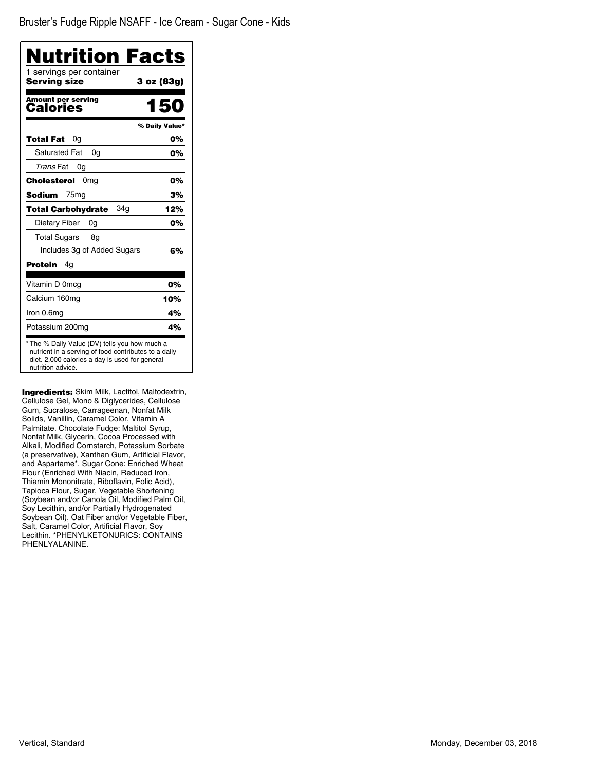# Bruster's Fudge Ripple NSAFF - Ice Cream - Sugar Cone - Kids

## Nutrition Facts

1 servings per container

**Serving size** **3 oz (83g)**

**Amount per serving**
**Calories** **150**

| | % Daily Value* |
|---|---|
| **Total Fat** 0g | **0%** |
| Saturated Fat 0g | **0%** |
| *Trans* Fat 0g | |
| **Cholesterol** 0mg | **0%** |
| **Sodium** 75mg | **3%** |
| **Total Carbohydrate** 34g | **12%** |
| Dietary Fiber 0g | **0%** |
| Total Sugars 8g | |
| Includes 3g of Added Sugars | **6%** |
| **Protein** 4g | |
| Vitamin D 0mcg | **0%** |
| Calcium 160mg | **10%** |
| Iron 0.6mg | **4%** |
| Potassium 200mg | **4%** |

* The % Daily Value (DV) tells you how much a nutrient in a serving of food contributes to a daily diet. 2,000 calories a day is used for general nutrition advice.

**Ingredients:** Skim Milk, Lactitol, Maltodextrin, Cellulose Gel, Mono & Diglycerides, Cellulose Gum, Sucralose, Carrageenan, Nonfat Milk Solids, Vanillin, Caramel Color, Vitamin A Palmitate. Chocolate Fudge: Maltitol Syrup, Nonfat Milk, Glycerin, Cocoa Processed with Alkali, Modified Cornstarch, Potassium Sorbate (a preservative), Xanthan Gum, Artificial Flavor, and Aspartame*. Sugar Cone: Enriched Wheat Flour (Enriched With Niacin, Reduced Iron, Thiamin Mononitrate, Riboflavin, Folic Acid), Tapioca Flour, Sugar, Vegetable Shortening (Soybean and/or Canola Oil, Modified Palm Oil, Soy Lecithin, and/or Partially Hydrogenated Soybean Oil), Oat Fiber and/or Vegetable Fiber, Salt, Caramel Color, Artificial Flavor, Soy Lecithin. *PHENYLKETONURICS: CONTAINS PHENLYALANINE.

Vertical, Standard

Monday, December 03, 2018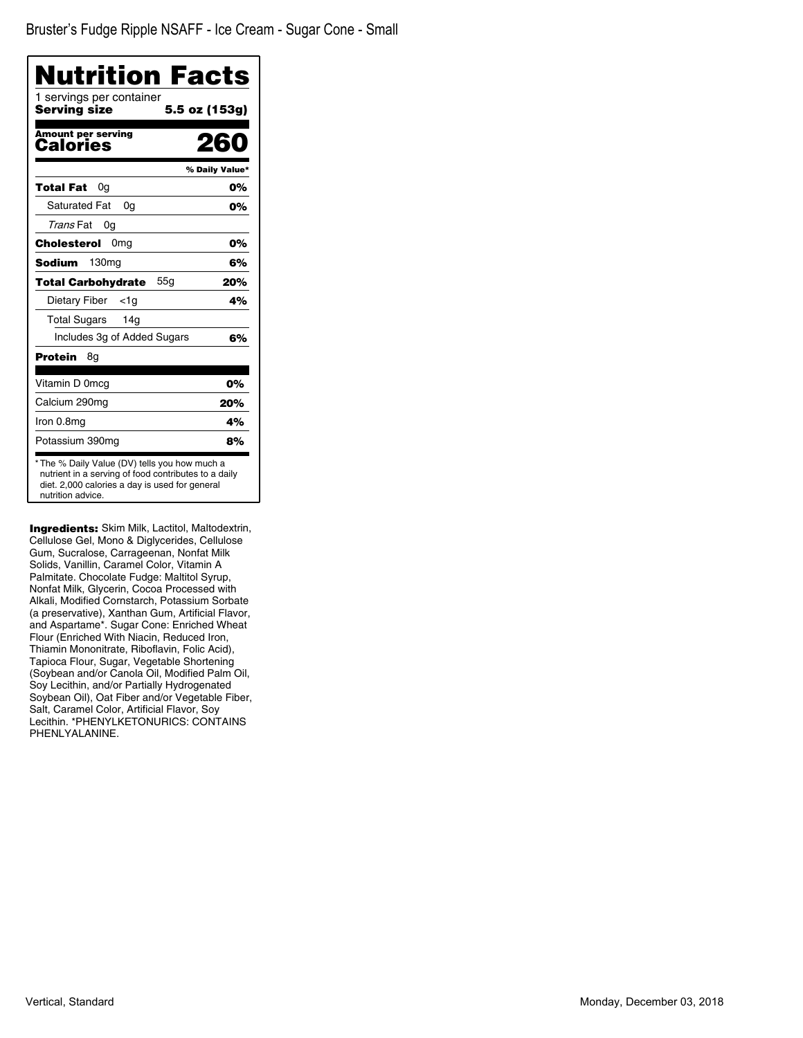Bruster's Fudge Ripple NSAFF - Ice Cream - Sugar Cone - Small

# Nutrition Facts

1 servings per container
**Serving size** **5.5 oz (153g)**

**Amount per serving**
**Calories** **260**

| | % Daily Value* |
|---|---|
| **Total Fat** 0g | **0%** |
| Saturated Fat 0g | **0%** |
| *Trans* Fat 0g | |
| **Cholesterol** 0mg | **0%** |
| **Sodium** 130mg | **6%** |
| **Total Carbohydrate** 55g | **20%** |
| Dietary Fiber <1g | **4%** |
| Total Sugars 14g | |
| Includes 3g of Added Sugars | **6%** |
| **Protein** 8g | |
| Vitamin D 0mcg | **0%** |
| Calcium 290mg | **20%** |
| Iron 0.8mg | **4%** |
| Potassium 390mg | **8%** |

* The % Daily Value (DV) tells you how much a nutrient in a serving of food contributes to a daily diet. 2,000 calories a day is used for general nutrition advice.

**Ingredients:** Skim Milk, Lactitol, Maltodextrin, Cellulose Gel, Mono & Diglycerides, Cellulose Gum, Sucralose, Carrageenan, Nonfat Milk Solids, Vanillin, Caramel Color, Vitamin A Palmitate. Chocolate Fudge: Maltitol Syrup, Nonfat Milk, Glycerin, Cocoa Processed with Alkali, Modified Cornstarch, Potassium Sorbate (a preservative), Xanthan Gum, Artificial Flavor, and Aspartame*. Sugar Cone: Enriched Wheat Flour (Enriched With Niacin, Reduced Iron, Thiamin Mononitrate, Riboflavin, Folic Acid), Tapioca Flour, Sugar, Vegetable Shortening (Soybean and/or Canola Oil, Modified Palm Oil, Soy Lecithin, and/or Partially Hydrogenated Soybean Oil), Oat Fiber and/or Vegetable Fiber, Salt, Caramel Color, Artificial Flavor, Soy Lecithin. *PHENYLKETONURICS: CONTAINS PHENLYALANINE.

Vertical, Standard

Monday, December 03, 2018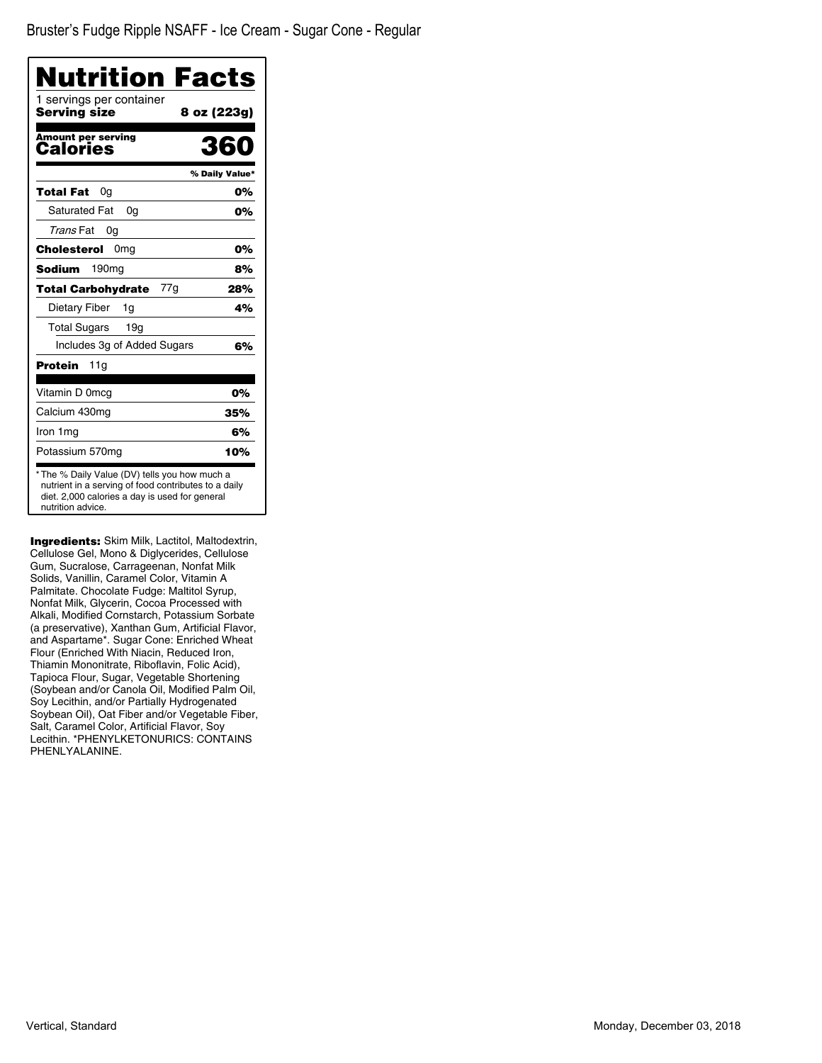# Bruster's Fudge Ripple NSAFF - Ice Cream - Sugar Cone - Regular

## Nutrition Facts

1 servings per container
**Serving size** **8 oz (223g)**

**Amount per serving**
**Calories** **360**

| | % Daily Value* |
|---|---|
| **Total Fat** 0g | **0%** |
| Saturated Fat 0g | **0%** |
| *Trans* Fat 0g | |
| **Cholesterol** 0mg | **0%** |
| **Sodium** 190mg | **8%** |
| **Total Carbohydrate** 77g | **28%** |
| Dietary Fiber 1g | **4%** |
| Total Sugars 19g | |
| Includes 3g of Added Sugars | **6%** |
| **Protein** 11g | |
| Vitamin D 0mcg | **0%** |
| Calcium 430mg | **35%** |
| Iron 1mg | **6%** |
| Potassium 570mg | **10%** |

* The % Daily Value (DV) tells you how much a nutrient in a serving of food contributes to a daily diet. 2,000 calories a day is used for general nutrition advice.

**Ingredients:** Skim Milk, Lactitol, Maltodextrin, Cellulose Gel, Mono & Diglycerides, Cellulose Gum, Sucralose, Carrageenan, Nonfat Milk Solids, Vanillin, Caramel Color, Vitamin A Palmitate. Chocolate Fudge: Maltitol Syrup, Nonfat Milk, Glycerin, Cocoa Processed with Alkali, Modified Cornstarch, Potassium Sorbate (a preservative), Xanthan Gum, Artificial Flavor, and Aspartame*. Sugar Cone: Enriched Wheat Flour (Enriched With Niacin, Reduced Iron, Thiamin Mononitrate, Riboflavin, Folic Acid), Tapioca Flour, Sugar, Vegetable Shortening (Soybean and/or Canola Oil, Modified Palm Oil, Soy Lecithin, and/or Partially Hydrogenated Soybean Oil), Oat Fiber and/or Vegetable Fiber, Salt, Caramel Color, Artificial Flavor, Soy Lecithin. *PHENYLKETONURICS: CONTAINS PHENYLALANINE.

Vertical, Standard

Monday, December 03, 2018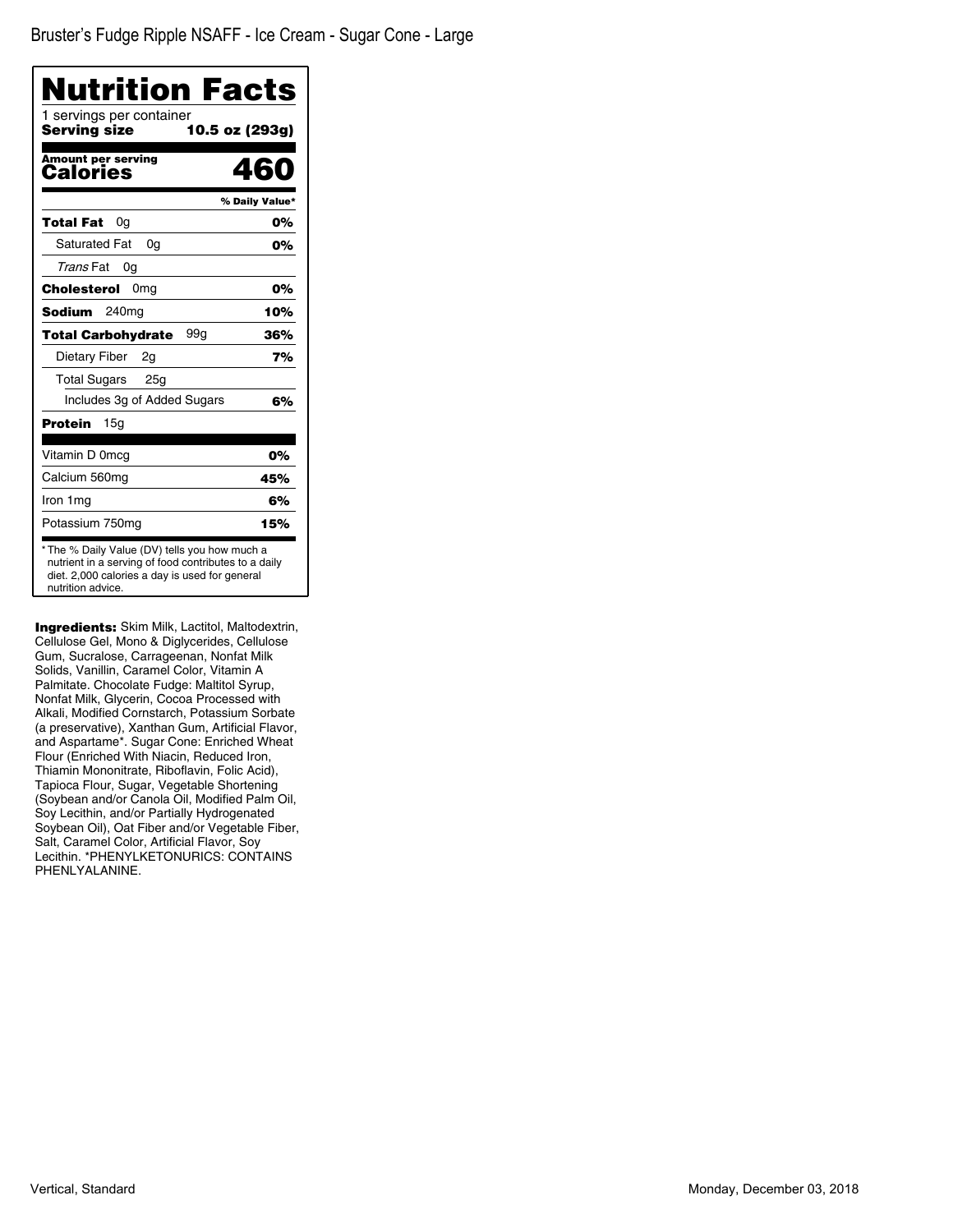Bruster's Fudge Ripple NSAFF - Ice Cream - Sugar Cone - Large

# Nutrition Facts

1 servings per container

**Serving size** **10.5 oz (293g)**

**Amount per serving**

**Calories** **460**

| | % Daily Value* |
|---|---|
| **Total Fat** 0g | **0%** |
| Saturated Fat 0g | **0%** |
| *Trans* Fat 0g | |
| **Cholesterol** 0mg | **0%** |
| **Sodium** 240mg | **10%** |
| **Total Carbohydrate** 99g | **36%** |
| Dietary Fiber 2g | **7%** |
| Total Sugars 25g | |
| Includes 3g of Added Sugars | **6%** |
| **Protein** 15g | |
| Vitamin D 0mcg | **0%** |
| Calcium 560mg | **45%** |
| Iron 1mg | **6%** |
| Potassium 750mg | **15%** |

* The % Daily Value (DV) tells you how much a nutrient in a serving of food contributes to a daily diet. 2,000 calories a day is used for general nutrition advice.

**Ingredients:** Skim Milk, Lactitol, Maltodextrin, Cellulose Gel, Mono & Diglycerides, Cellulose Gum, Sucralose, Carrageenan, Nonfat Milk Solids, Vanillin, Caramel Color, Vitamin A Palmitate. Chocolate Fudge: Maltitol Syrup, Nonfat Milk, Glycerin, Cocoa Processed with Alkali, Modified Cornstarch, Potassium Sorbate (a preservative), Xanthan Gum, Artificial Flavor, and Aspartame*. Sugar Cone: Enriched Wheat Flour (Enriched With Niacin, Reduced Iron, Thiamin Mononitrate, Riboflavin, Folic Acid), Tapioca Flour, Sugar, Vegetable Shortening (Soybean and/or Canola Oil, Modified Palm Oil, Soy Lecithin, and/or Partially Hydrogenated Soybean Oil), Oat Fiber and/or Vegetable Fiber, Salt, Caramel Color, Artificial Flavor, Soy Lecithin. *PHENYLKETONURICS: CONTAINS PHENLYALANINE.

Vertical, Standard

Monday, December 03, 2018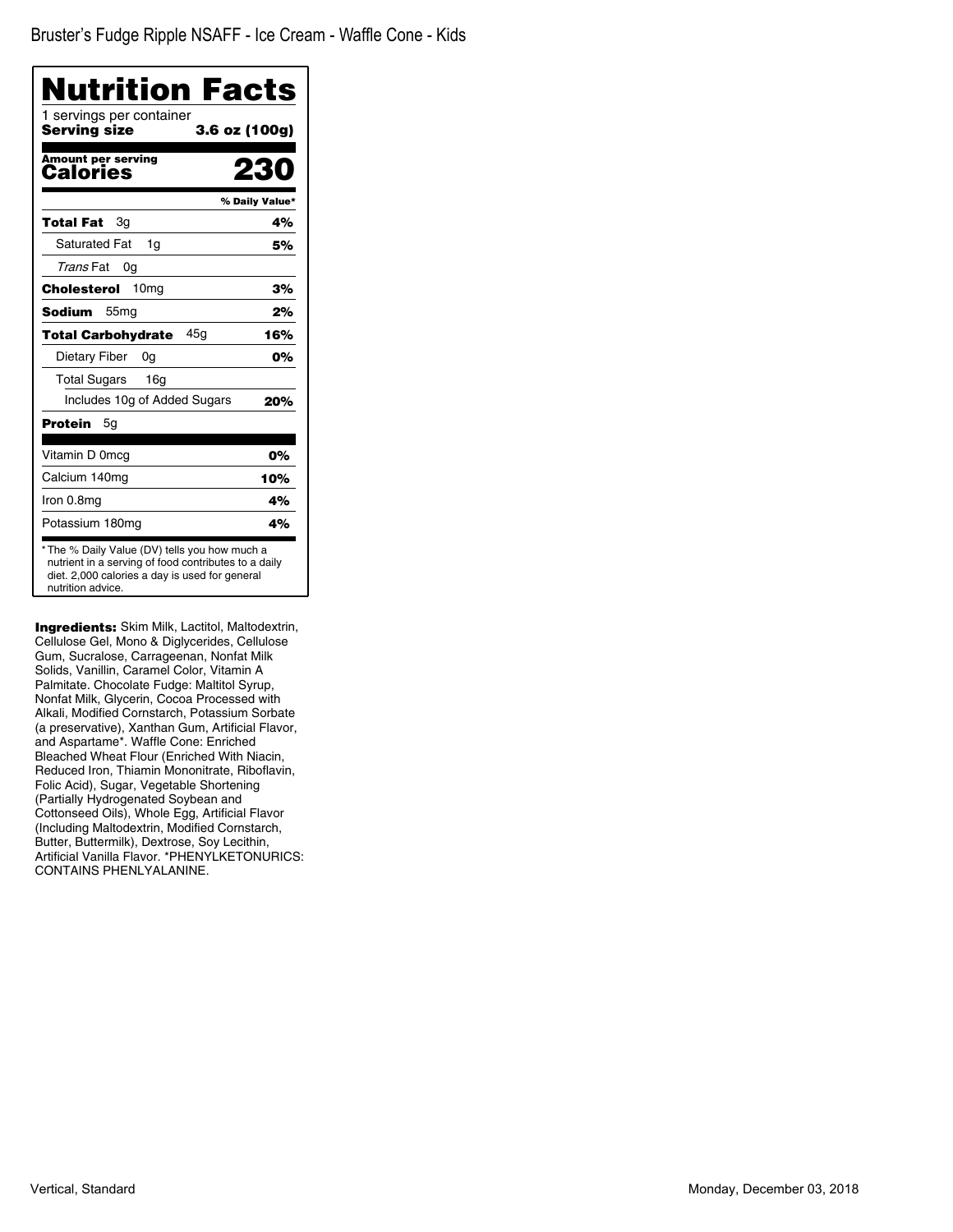Bruster’s Fudge Ripple NSAFF - Ice Cream - Waffle Cone - Kids

# Nutrition Facts

1 servings per container

**Serving size** **3.6 oz (100g)**

**Amount per serving**
**Calories** **230**

| | % Daily Value* |
|---|---|
| **Total Fat** 3g | **4%** |
| Saturated Fat 1g | **5%** |
| *Trans* Fat 0g | |
| **Cholesterol** 10mg | **3%** |
| **Sodium** 55mg | **2%** |
| **Total Carbohydrate** 45g | **16%** |
| Dietary Fiber 0g | **0%** |
| Total Sugars 16g | |
| Includes 10g of Added Sugars | **20%** |
| **Protein** 5g | |
| Vitamin D 0mcg | **0%** |
| Calcium 140mg | **10%** |
| Iron 0.8mg | **4%** |
| Potassium 180mg | **4%** |

* The % Daily Value (DV) tells you how much a nutrient in a serving of food contributes to a daily diet. 2,000 calories a day is used for general nutrition advice.

**Ingredients:** Skim Milk, Lactitol, Maltodextrin, Cellulose Gel, Mono & Diglycerides, Cellulose Gum, Sucralose, Carrageenan, Nonfat Milk Solids, Vanillin, Caramel Color, Vitamin A Palmitate. Chocolate Fudge: Maltitol Syrup, Nonfat Milk, Glycerin, Cocoa Processed with Alkali, Modified Cornstarch, Potassium Sorbate (a preservative), Xanthan Gum, Artificial Flavor, and Aspartame*. Waffle Cone: Enriched Bleached Wheat Flour (Enriched With Niacin, Reduced Iron, Thiamin Mononitrate, Riboflavin, Folic Acid), Sugar, Vegetable Shortening (Partially Hydrogenated Soybean and Cottonseed Oils), Whole Egg, Artificial Flavor (Including Maltodextrin, Modified Cornstarch, Butter, Buttermilk), Dextrose, Soy Lecithin, Artificial Vanilla Flavor. *PHENYLKETONURICS: CONTAINS PHENLYALANINE.

Vertical, Standard

Monday, December 03, 2018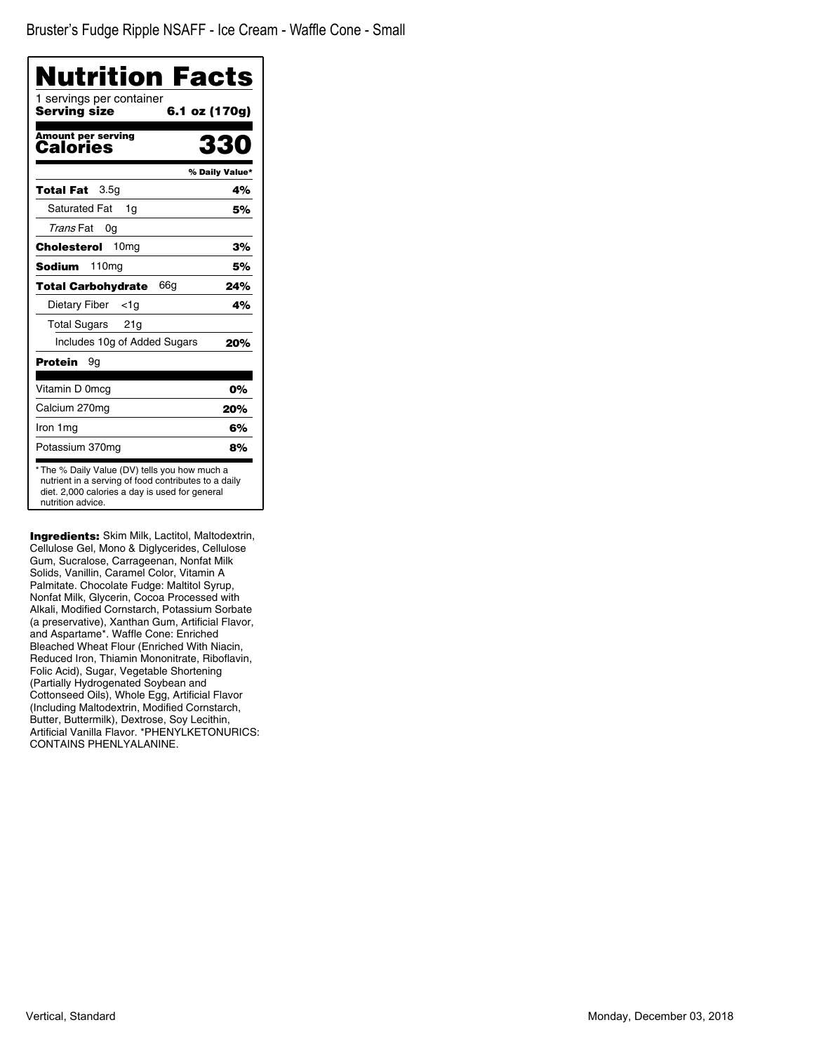Bruster's Fudge Ripple NSAFF - Ice Cream - Waffle Cone - Small

# Nutrition Facts

1 servings per container

**Serving size** **6.1 oz (170g)**

**Amount per serving**
**Calories** **330**

| | % Daily Value* |
|---|---|
| **Total Fat** 3.5g | **4%** |
| Saturated Fat 1g | **5%** |
| *Trans* Fat 0g | |
| **Cholesterol** 10mg | **3%** |
| **Sodium** 110mg | **5%** |
| **Total Carbohydrate** 66g | **24%** |
| Dietary Fiber <1g | **4%** |
| Total Sugars 21g | |
| Includes 10g of Added Sugars | **20%** |
| **Protein** 9g | |
| Vitamin D 0mcg | **0%** |
| Calcium 270mg | **20%** |
| Iron 1mg | **6%** |
| Potassium 370mg | **8%** |

* The % Daily Value (DV) tells you how much a nutrient in a serving of food contributes to a daily diet. 2,000 calories a day is used for general nutrition advice.

**Ingredients:** Skim Milk, Lactitol, Maltodextrin, Cellulose Gel, Mono & Diglycerides, Cellulose Gum, Sucralose, Carrageenan, Nonfat Milk Solids, Vanillin, Caramel Color, Vitamin A Palmitate. Chocolate Fudge: Maltitol Syrup, Nonfat Milk, Glycerin, Cocoa Processed with Alkali, Modified Cornstarch, Potassium Sorbate (a preservative), Xanthan Gum, Artificial Flavor, and Aspartame*. Waffle Cone: Enriched Bleached Wheat Flour (Enriched With Niacin, Reduced Iron, Thiamin Mononitrate, Riboflavin, Folic Acid), Sugar, Vegetable Shortening (Partially Hydrogenated Soybean and Cottonseed Oils), Whole Egg, Artificial Flavor (Including Maltodextrin, Modified Cornstarch, Butter, Buttermilk), Dextrose, Soy Lecithin, Artificial Vanilla Flavor. *PHENYLKETONURICS: CONTAINS PHENLYALANINE.

Vertical, Standard

Monday, December 03, 2018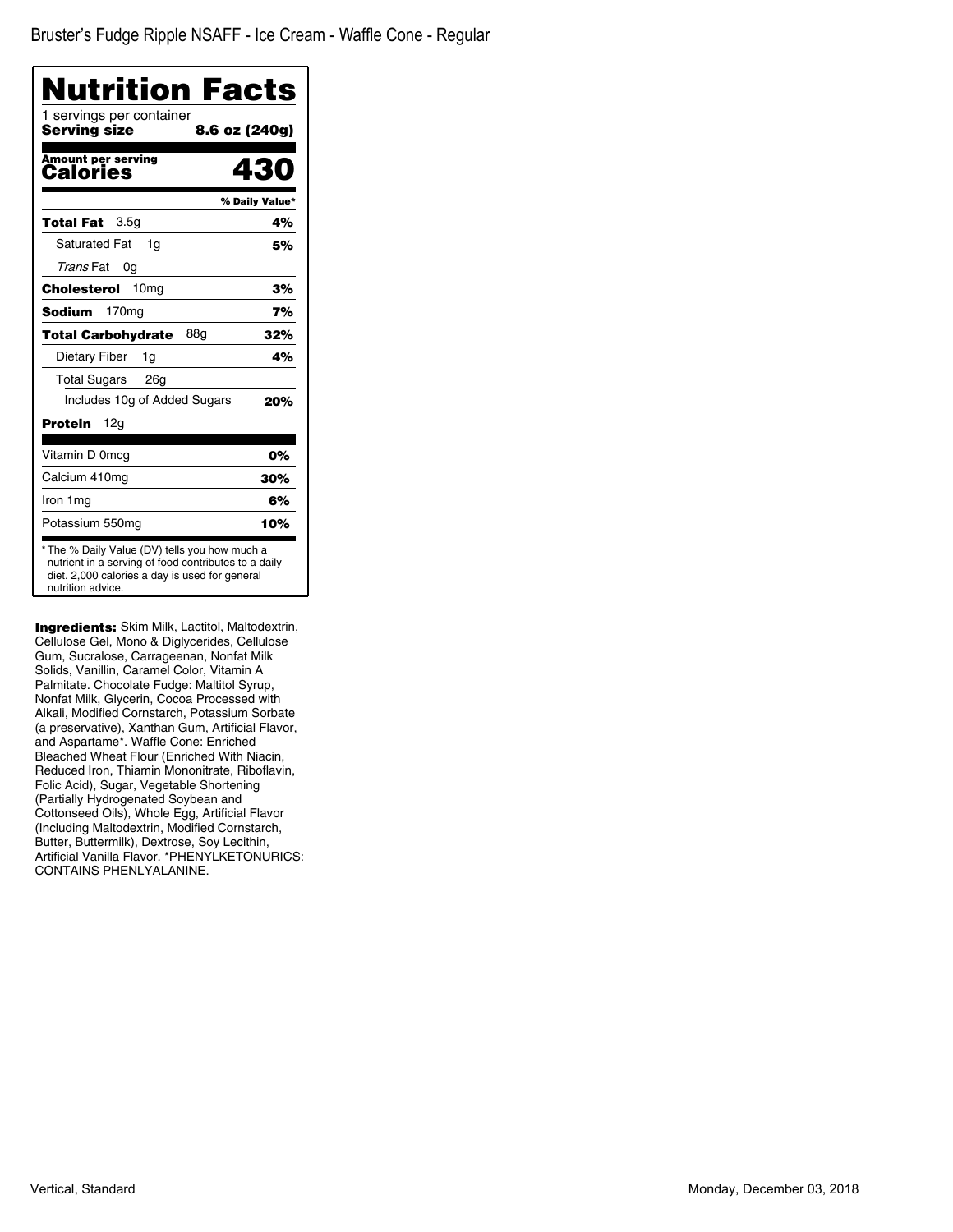# Bruster's Fudge Ripple NSAFF - Ice Cream - Waffle Cone - Regular

## Nutrition Facts

1 servings per container

**Serving size** **8.6 oz (240g)**

**Amount per serving**

**Calories** **430**

| | % Daily Value* |
|---|---|
| **Total Fat** 3.5g | **4%** |
| Saturated Fat 1g | **5%** |
| *Trans* Fat 0g | |
| **Cholesterol** 10mg | **3%** |
| **Sodium** 170mg | **7%** |
| **Total Carbohydrate** 88g | **32%** |
| Dietary Fiber 1g | **4%** |
| Total Sugars 26g | |
| Includes 10g of Added Sugars | **20%** |
| **Protein** 12g | |
| Vitamin D 0mcg | **0%** |
| Calcium 410mg | **30%** |
| Iron 1mg | **6%** |
| Potassium 550mg | **10%** |

* The % Daily Value (DV) tells you how much a nutrient in a serving of food contributes to a daily diet. 2,000 calories a day is used for general nutrition advice.

**Ingredients:** Skim Milk, Lactitol, Maltodextrin, Cellulose Gel, Mono & Diglycerides, Cellulose Gum, Sucralose, Carrageenan, Nonfat Milk Solids, Vanillin, Caramel Color, Vitamin A Palmitate. Chocolate Fudge: Maltitol Syrup, Nonfat Milk, Glycerin, Cocoa Processed with Alkali, Modified Cornstarch, Potassium Sorbate (a preservative), Xanthan Gum, Artificial Flavor, and Aspartame*. Waffle Cone: Enriched Bleached Wheat Flour (Enriched With Niacin, Reduced Iron, Thiamin Mononitrate, Riboflavin, Folic Acid), Sugar, Vegetable Shortening (Partially Hydrogenated Soybean and Cottonseed Oils), Whole Egg, Artificial Flavor (Including Maltodextrin, Modified Cornstarch, Butter, Buttermilk), Dextrose, Soy Lecithin, Artificial Vanilla Flavor. *PHENYLKETONURICS: CONTAINS PHENLYALANINE.

Vertical, Standard

Monday, December 03, 2018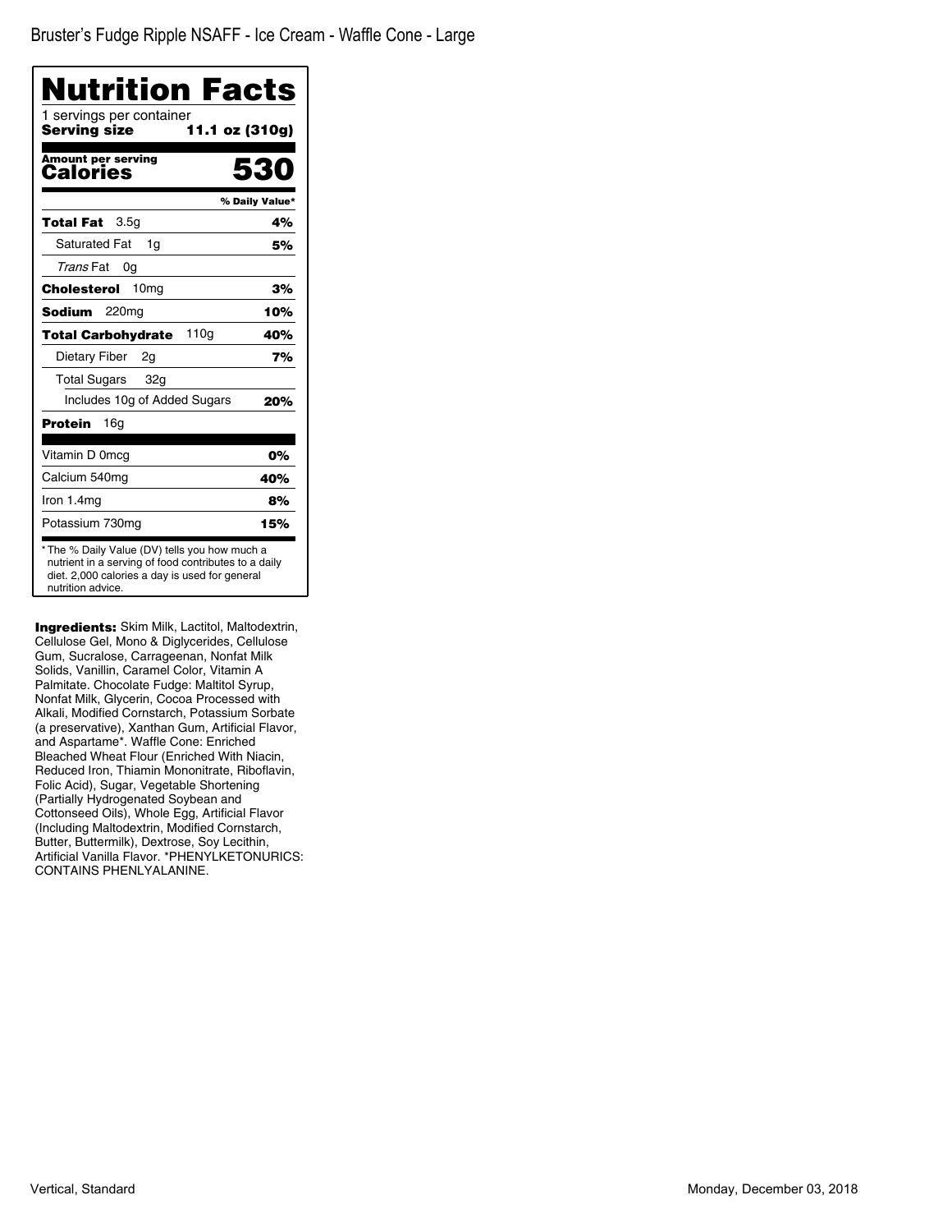Bruster's Fudge Ripple NSAFF - Ice Cream - Waffle Cone - Large

# Nutrition Facts

1 servings per container
**Serving size** **11.1 oz (310g)**

**Amount per serving**
**Calories** **530**

| | % Daily Value* |
|---|---|
| **Total Fat** 3.5g | **4%** |
| Saturated Fat 1g | **5%** |
| *Trans* Fat 0g | |
| **Cholesterol** 10mg | **3%** |
| **Sodium** 220mg | **10%** |
| **Total Carbohydrate** 110g | **40%** |
| Dietary Fiber 2g | **7%** |
| Total Sugars 32g | |
| Includes 10g of Added Sugars | **20%** |
| **Protein** 16g | |
| Vitamin D 0mcg | **0%** |
| Calcium 540mg | **40%** |
| Iron 1.4mg | **8%** |
| Potassium 730mg | **15%** |

* The % Daily Value (DV) tells you how much a nutrient in a serving of food contributes to a daily diet. 2,000 calories a day is used for general nutrition advice.

**Ingredients:** Skim Milk, Lactitol, Maltodextrin, Cellulose Gel, Mono & Diglycerides, Cellulose Gum, Sucralose, Carrageenan, Nonfat Milk Solids, Vanillin, Caramel Color, Vitamin A Palmitate. Chocolate Fudge: Maltitol Syrup, Nonfat Milk, Glycerin, Cocoa Processed with Alkali, Modified Cornstarch, Potassium Sorbate (a preservative), Xanthan Gum, Artificial Flavor, and Aspartame*. Waffle Cone: Enriched Bleached Wheat Flour (Enriched With Niacin, Reduced Iron, Thiamin Mononitrate, Riboflavin, Folic Acid), Sugar, Vegetable Shortening (Partially Hydrogenated Soybean and Cottonseed Oils), Whole Egg, Artificial Flavor (Including Maltodextrin, Modified Cornstarch, Butter, Buttermilk), Dextrose, Soy Lecithin, Artificial Vanilla Flavor. *PHENYLKETONURICS: CONTAINS PHENLYALANINE.

Vertical, Standard

Monday, December 03, 2018